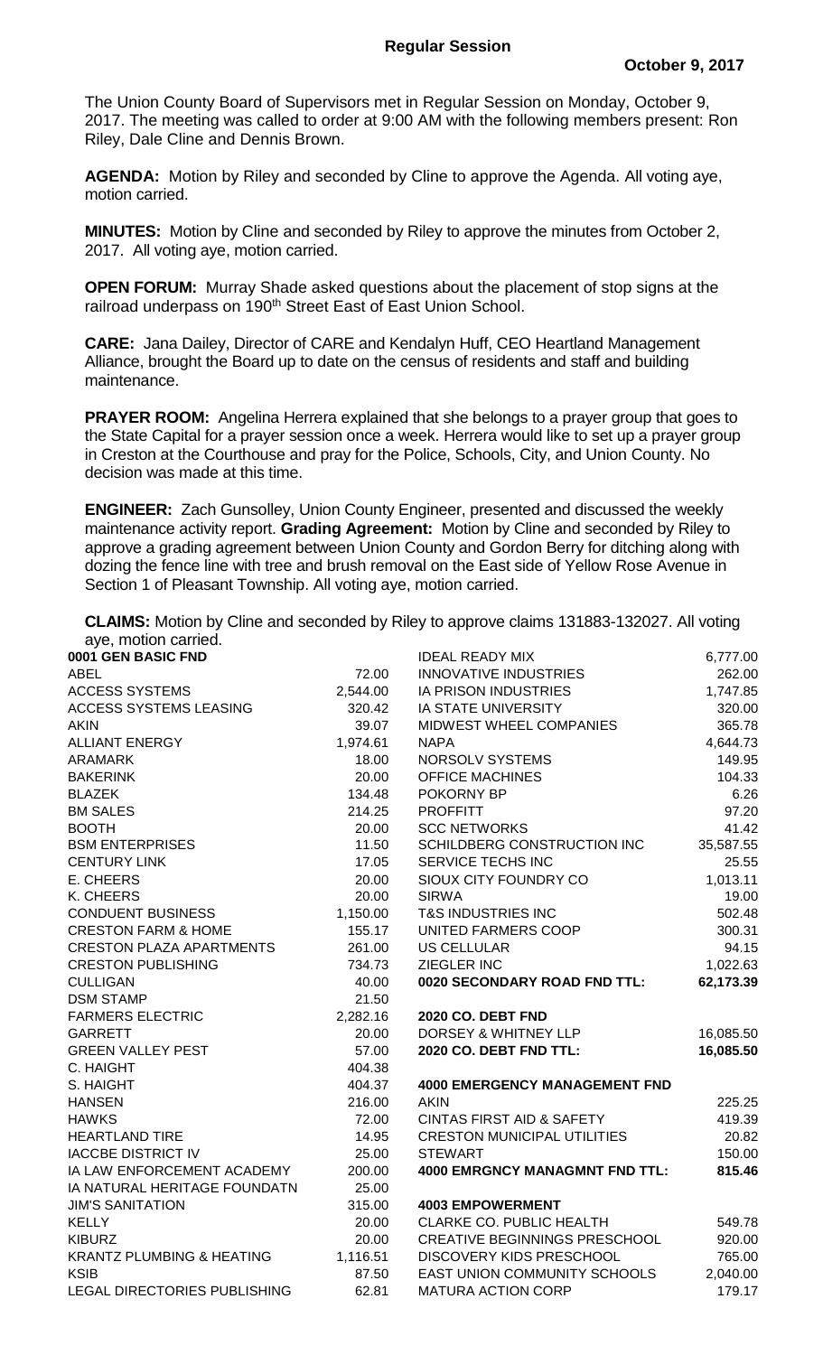## Regular Session

**October 9, 2017**

The Union County Board of Supervisors met in Regular Session on Monday, October 9, 2017. The meeting was called to order at 9:00 AM with the following members present: Ron Riley, Dale Cline and Dennis Brown.

**AGENDA:** Motion by Riley and seconded by Cline to approve the Agenda. All voting aye, motion carried.

**MINUTES:** Motion by Cline and seconded by Riley to approve the minutes from October 2, 2017. All voting aye, motion carried.

**OPEN FORUM:** Murray Shade asked questions about the placement of stop signs at the railroad underpass on 190th Street East of East Union School.

**CARE:** Jana Dailey, Director of CARE and Kendalyn Huff, CEO Heartland Management Alliance, brought the Board up to date on the census of residents and staff and building maintenance.

**PRAYER ROOM:** Angelina Herrera explained that she belongs to a prayer group that goes to the State Capital for a prayer session once a week. Herrera would like to set up a prayer group in Creston at the Courthouse and pray for the Police, Schools, City, and Union County. No decision was made at this time.

**ENGINEER:** Zach Gunsolley, Union County Engineer, presented and discussed the weekly maintenance activity report. **Grading Agreement:** Motion by Cline and seconded by Riley to approve a grading agreement between Union County and Gordon Berry for ditching along with dozing the fence line with tree and brush removal on the East side of Yellow Rose Avenue in Section 1 of Pleasant Township. All voting aye, motion carried.

**CLAIMS:** Motion by Cline and seconded by Riley to approve claims 131883-132027. All voting aye, motion carried.

| | |
|---|---|
| **0001 GEN BASIC FND** | |
| ABEL | 72.00 |
| ACCESS SYSTEMS | 2,544.00 |
| ACCESS SYSTEMS LEASING | 320.42 |
| AKIN | 39.07 |
| ALLIANT ENERGY | 1,974.61 |
| ARAMARK | 18.00 |
| BAKERINK | 20.00 |
| BLAZEK | 134.48 |
| BM SALES | 214.25 |
| BOOTH | 20.00 |
| BSM ENTERPRISES | 11.50 |
| CENTURY LINK | 17.05 |
| E. CHEERS | 20.00 |
| K. CHEERS | 20.00 |
| CONDUENT BUSINESS | 1,150.00 |
| CRESTON FARM & HOME | 155.17 |
| CRESTON PLAZA APARTMENTS | 261.00 |
| CRESTON PUBLISHING | 734.73 |
| CULLIGAN | 40.00 |
| DSM STAMP | 21.50 |
| FARMERS ELECTRIC | 2,282.16 |
| GARRETT | 20.00 |
| GREEN VALLEY PEST | 57.00 |
| C. HAIGHT | 404.38 |
| S. HAIGHT | 404.37 |
| HANSEN | 216.00 |
| HAWKS | 72.00 |
| HEARTLAND TIRE | 14.95 |
| IACCBE DISTRICT IV | 25.00 |
| IA LAW ENFORCEMENT ACADEMY | 200.00 |
| IA NATURAL HERITAGE FOUNDATN | 25.00 |
| JIM'S SANITATION | 315.00 |
| KELLY | 20.00 |
| KIBURZ | 20.00 |
| KRANTZ PLUMBING & HEATING | 1,116.51 |
| KSIB | 87.50 |
| LEGAL DIRECTORIES PUBLISHING | 62.81 |
| IDEAL READY MIX | 6,777.00 |
| INNOVATIVE INDUSTRIES | 262.00 |
| IA PRISON INDUSTRIES | 1,747.85 |
| IA STATE UNIVERSITY | 320.00 |
| MIDWEST WHEEL COMPANIES | 365.78 |
| NAPA | 4,644.73 |
| NORSOLV SYSTEMS | 149.95 |
| OFFICE MACHINES | 104.33 |
| POKORNY BP | 6.26 |
| PROFFITT | 97.20 |
| SCC NETWORKS | 41.42 |
| SCHILDBERG CONSTRUCTION INC | 35,587.55 |
| SERVICE TECHS INC | 25.55 |
| SIOUX CITY FOUNDRY CO | 1,013.11 |
| SIRWA | 19.00 |
| T&S INDUSTRIES INC | 502.48 |
| UNITED FARMERS COOP | 300.31 |
| US CELLULAR | 94.15 |
| ZIEGLER INC | 1,022.63 |
| **0020 SECONDARY ROAD FND TTL:** | **62,173.39** |
| | |
| **2020 CO. DEBT FND** | |
| DORSEY & WHITNEY LLP | 16,085.50 |
| **2020 CO. DEBT FND TTL:** | **16,085.50** |
| | |
| **4000 EMERGENCY MANAGEMENT FND** | |
| AKIN | 225.25 |
| CINTAS FIRST AID & SAFETY | 419.39 |
| CRESTON MUNICIPAL UTILITIES | 20.82 |
| STEWART | 150.00 |
| **4000 EMRGNCY MANAGMNT FND TTL:** | **815.46** |
| | |
| **4003 EMPOWERMENT** | |
| CLARKE CO. PUBLIC HEALTH | 549.78 |
| CREATIVE BEGINNINGS PRESCHOOL | 920.00 |
| DISCOVERY KIDS PRESCHOOL | 765.00 |
| EAST UNION COMMUNITY SCHOOLS | 2,040.00 |
| MATURA ACTION CORP | 179.17 |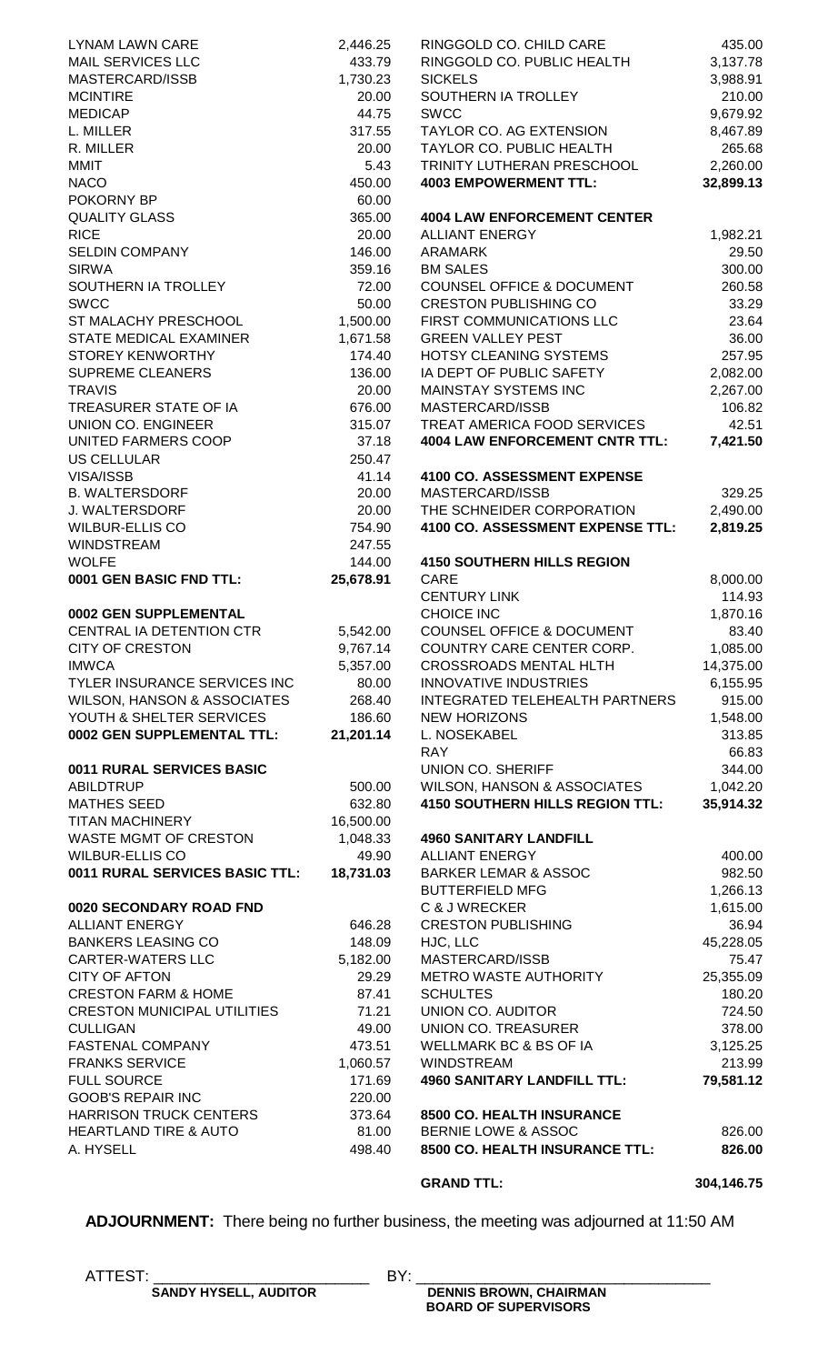| | |
|---|---|
| LYNAM LAWN CARE | 2,446.25 |
| MAIL SERVICES LLC | 433.79 |
| MASTERCARD/ISSB | 1,730.23 |
| MCINTIRE | 20.00 |
| MEDICAP | 44.75 |
| L. MILLER | 317.55 |
| R. MILLER | 20.00 |
| MMIT | 5.43 |
| NACO | 450.00 |
| POKORNY BP | 60.00 |
| QUALITY GLASS | 365.00 |
| RICE | 20.00 |
| SELDIN COMPANY | 146.00 |
| SIRWA | 359.16 |
| SOUTHERN IA TROLLEY | 72.00 |
| SWCC | 50.00 |
| ST MALACHY PRESCHOOL | 1,500.00 |
| STATE MEDICAL EXAMINER | 1,671.58 |
| STOREY KENWORTHY | 174.40 |
| SUPREME CLEANERS | 136.00 |
| TRAVIS | 20.00 |
| TREASURER STATE OF IA | 676.00 |
| UNION CO. ENGINEER | 315.07 |
| UNITED FARMERS COOP | 37.18 |
| US CELLULAR | 250.47 |
| VISA/ISSB | 41.14 |
| B. WALTERSDORF | 20.00 |
| J. WALTERSDORF | 20.00 |
| WILBUR-ELLIS CO | 754.90 |
| WINDSTREAM | 247.55 |
| WOLFE | 144.00 |
| **0001 GEN BASIC FND TTL:** | **25,678.91** |

| | |
|---|---|
| **0002 GEN SUPPLEMENTAL** | |
| CENTRAL IA DETENTION CTR | 5,542.00 |
| CITY OF CRESTON | 9,767.14 |
| IMWCA | 5,357.00 |
| TYLER INSURANCE SERVICES INC | 80.00 |
| WILSON, HANSON & ASSOCIATES | 268.40 |
| YOUTH & SHELTER SERVICES | 186.60 |
| **0002 GEN SUPPLEMENTAL TTL:** | **21,201.14** |

| | |
|---|---|
| **0011 RURAL SERVICES BASIC** | |
| ABILDTRUP | 500.00 |
| MATHES SEED | 632.80 |
| TITAN MACHINERY | 16,500.00 |
| WASTE MGMT OF CRESTON | 1,048.33 |
| WILBUR-ELLIS CO | 49.90 |
| **0011 RURAL SERVICES BASIC TTL:** | **18,731.03** |

| | |
|---|---|
| **0020 SECONDARY ROAD FND** | |
| ALLIANT ENERGY | 646.28 |
| BANKERS LEASING CO | 148.09 |
| CARTER-WATERS LLC | 5,182.00 |
| CITY OF AFTON | 29.29 |
| CRESTON FARM & HOME | 87.41 |
| CRESTON MUNICIPAL UTILITIES | 71.21 |
| CULLIGAN | 49.00 |
| FASTENAL COMPANY | 473.51 |
| FRANKS SERVICE | 1,060.57 |
| FULL SOURCE | 171.69 |
| GOOB'S REPAIR INC | 220.00 |
| HARRISON TRUCK CENTERS | 373.64 |
| HEARTLAND TIRE & AUTO | 81.00 |
| A. HYSELL | 498.40 |

| | |
|---|---|
| RINGGOLD CO. CHILD CARE | 435.00 |
| RINGGOLD CO. PUBLIC HEALTH | 3,137.78 |
| SICKELS | 3,988.91 |
| SOUTHERN IA TROLLEY | 210.00 |
| SWCC | 9,679.92 |
| TAYLOR CO. AG EXTENSION | 8,467.89 |
| TAYLOR CO. PUBLIC HEALTH | 265.68 |
| TRINITY LUTHERAN PRESCHOOL | 2,260.00 |
| **4003 EMPOWERMENT TTL:** | **32,899.13** |

| | |
|---|---|
| **4004 LAW ENFORCEMENT CENTER** | |
| ALLIANT ENERGY | 1,982.21 |
| ARAMARK | 29.50 |
| BM SALES | 300.00 |
| COUNSEL OFFICE & DOCUMENT | 260.58 |
| CRESTON PUBLISHING CO | 33.29 |
| FIRST COMMUNICATIONS LLC | 23.64 |
| GREEN VALLEY PEST | 36.00 |
| HOTSY CLEANING SYSTEMS | 257.95 |
| IA DEPT OF PUBLIC SAFETY | 2,082.00 |
| MAINSTAY SYSTEMS INC | 2,267.00 |
| MASTERCARD/ISSB | 106.82 |
| TREAT AMERICA FOOD SERVICES | 42.51 |
| **4004 LAW ENFORCEMENT CNTR TTL:** | **7,421.50** |

| | |
|---|---|
| **4100 CO. ASSESSMENT EXPENSE** | |
| MASTERCARD/ISSB | 329.25 |
| THE SCHNEIDER CORPORATION | 2,490.00 |
| **4100 CO. ASSESSMENT EXPENSE TTL:** | **2,819.25** |

| | |
|---|---|
| **4150 SOUTHERN HILLS REGION** | |
| CARE | 8,000.00 |
| CENTURY LINK | 114.93 |
| CHOICE INC | 1,870.16 |
| COUNSEL OFFICE & DOCUMENT | 83.40 |
| COUNTRY CARE CENTER CORP. | 1,085.00 |
| CROSSROADS MENTAL HLTH | 14,375.00 |
| INNOVATIVE INDUSTRIES | 6,155.95 |
| INTEGRATED TELEHEALTH PARTNERS | 915.00 |
| NEW HORIZONS | 1,548.00 |
| L. NOSEKABEL | 313.85 |
| RAY | 66.83 |
| UNION CO. SHERIFF | 344.00 |
| WILSON, HANSON & ASSOCIATES | 1,042.20 |
| **4150 SOUTHERN HILLS REGION TTL:** | **35,914.32** |

| | |
|---|---|
| **4960 SANITARY LANDFILL** | |
| ALLIANT ENERGY | 400.00 |
| BARKER LEMAR & ASSOC | 982.50 |
| BUTTERFIELD MFG | 1,266.13 |
| C & J WRECKER | 1,615.00 |
| CRESTON PUBLISHING | 36.94 |
| HJC, LLC | 45,228.05 |
| MASTERCARD/ISSB | 75.47 |
| METRO WASTE AUTHORITY | 25,355.09 |
| SCHULTES | 180.20 |
| UNION CO. AUDITOR | 724.50 |
| UNION CO. TREASURER | 378.00 |
| WELLMARK BC & BS OF IA | 3,125.25 |
| WINDSTREAM | 213.99 |
| **4960 SANITARY LANDFILL TTL:** | **79,581.12** |

| | |
|---|---|
| **8500 CO. HEALTH INSURANCE** | |
| BERNIE LOWE & ASSOC | 826.00 |
| **8500 CO. HEALTH INSURANCE TTL:** | **826.00** |

| | |
|---|---|
| **GRAND TTL:** | **304,146.75** |

**ADJOURNMENT:** There being no further business, the meeting was adjourned at 11:50 AM

ATTEST: ________________________ BY: ________________________________

**SANDY HYSELL, AUDITOR** **DENNIS BROWN, CHAIRMAN**
**BOARD OF SUPERVISORS**